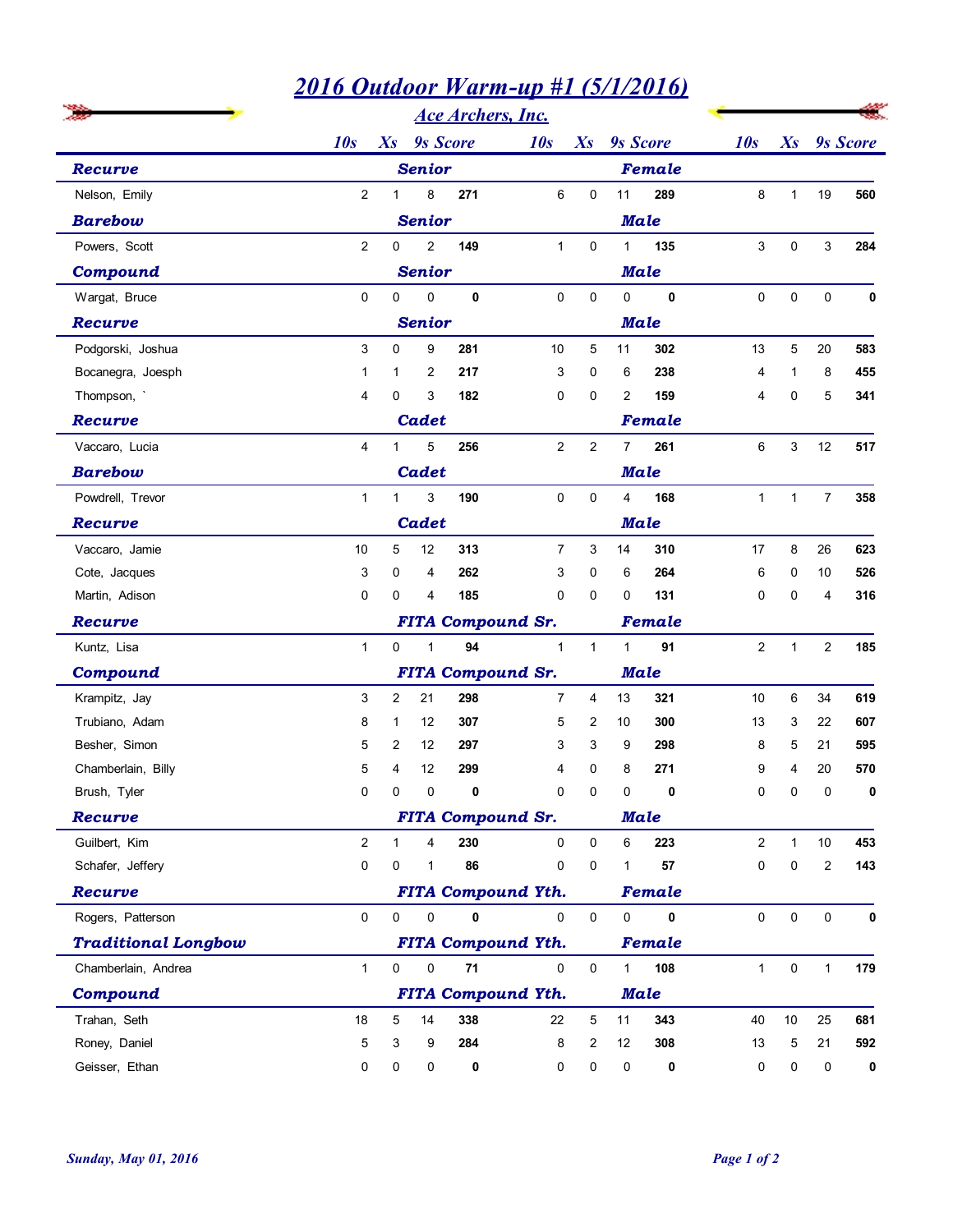# 2016 Outdoor Warm-up #1 (5/1/2016)

## Ace Archers, Inc.

| Name | 10s | Xs | 9s | Score | 10s | Xs | 9s | Score | 10s | Xs | 9s | Score |
|---|---|---|---|---|---|---|---|---|---|---|---|---|
| **Recurve — Senior — Female** | | | | | | | | | | | | |
| Nelson, Emily | 2 | 1 | 8 | **271** | 6 | 0 | 11 | **289** | 8 | 1 | 19 | **560** |
| **Barebow — Senior — Male** | | | | | | | | | | | | |
| Powers, Scott | 2 | 0 | 2 | **149** | 1 | 0 | 1 | **135** | 3 | 0 | 3 | **284** |
| **Compound — Senior — Male** | | | | | | | | | | | | |
| Wargat, Bruce | 0 | 0 | 0 | **0** | 0 | 0 | 0 | **0** | 0 | 0 | 0 | **0** |
| **Recurve — Senior — Male** | | | | | | | | | | | | |
| Podgorski, Joshua | 3 | 0 | 9 | **281** | 10 | 5 | 11 | **302** | 13 | 5 | 20 | **583** |
| Bocanegra, Joesph | 1 | 1 | 2 | **217** | 3 | 0 | 6 | **238** | 4 | 1 | 8 | **455** |
| Thompson, ` | 4 | 0 | 3 | **182** | 0 | 0 | 2 | **159** | 4 | 0 | 5 | **341** |
| **Recurve — Cadet — Female** | | | | | | | | | | | | |
| Vaccaro, Lucia | 4 | 1 | 5 | **256** | 2 | 2 | 7 | **261** | 6 | 3 | 12 | **517** |
| **Barebow — Cadet — Male** | | | | | | | | | | | | |
| Powdrell, Trevor | 1 | 1 | 3 | **190** | 0 | 0 | 4 | **168** | 1 | 1 | 7 | **358** |
| **Recurve — Cadet — Male** | | | | | | | | | | | | |
| Vaccaro, Jamie | 10 | 5 | 12 | **313** | 7 | 3 | 14 | **310** | 17 | 8 | 26 | **623** |
| Cote, Jacques | 3 | 0 | 4 | **262** | 3 | 0 | 6 | **264** | 6 | 0 | 10 | **526** |
| Martin, Adison | 0 | 0 | 4 | **185** | 0 | 0 | 0 | **131** | 0 | 0 | 4 | **316** |
| **Recurve — FITA Compound Sr. — Female** | | | | | | | | | | | | |
| Kuntz, Lisa | 1 | 0 | 1 | **94** | 1 | 1 | 1 | **91** | 2 | 1 | 2 | **185** |
| **Compound — FITA Compound Sr. — Male** | | | | | | | | | | | | |
| Krampitz, Jay | 3 | 2 | 21 | **298** | 7 | 4 | 13 | **321** | 10 | 6 | 34 | **619** |
| Trubiano, Adam | 8 | 1 | 12 | **307** | 5 | 2 | 10 | **300** | 13 | 3 | 22 | **607** |
| Besher, Simon | 5 | 2 | 12 | **297** | 3 | 3 | 9 | **298** | 8 | 5 | 21 | **595** |
| Chamberlain, Billy | 5 | 4 | 12 | **299** | 4 | 0 | 8 | **271** | 9 | 4 | 20 | **570** |
| Brush, Tyler | 0 | 0 | 0 | **0** | 0 | 0 | 0 | **0** | 0 | 0 | 0 | **0** |
| **Recurve — FITA Compound Sr. — Male** | | | | | | | | | | | | |
| Guilbert, Kim | 2 | 1 | 4 | **230** | 0 | 0 | 6 | **223** | 2 | 1 | 10 | **453** |
| Schafer, Jeffery | 0 | 0 | 1 | **86** | 0 | 0 | 1 | **57** | 0 | 0 | 2 | **143** |
| **Recurve — FITA Compound Yth. — Female** | | | | | | | | | | | | |
| Rogers, Patterson | 0 | 0 | 0 | **0** | 0 | 0 | 0 | **0** | 0 | 0 | 0 | **0** |
| **Traditional Longbow — FITA Compound Yth. — Female** | | | | | | | | | | | | |
| Chamberlain, Andrea | 1 | 0 | 0 | **71** | 0 | 0 | 1 | **108** | 1 | 0 | 1 | **179** |
| **Compound — FITA Compound Yth. — Male** | | | | | | | | | | | | |
| Trahan, Seth | 18 | 5 | 14 | **338** | 22 | 5 | 11 | **343** | 40 | 10 | 25 | **681** |
| Roney, Daniel | 5 | 3 | 9 | **284** | 8 | 2 | 12 | **308** | 13 | 5 | 21 | **592** |
| Geisser, Ethan | 0 | 0 | 0 | **0** | 0 | 0 | 0 | **0** | 0 | 0 | 0 | **0** |

*Sunday, May 01, 2016*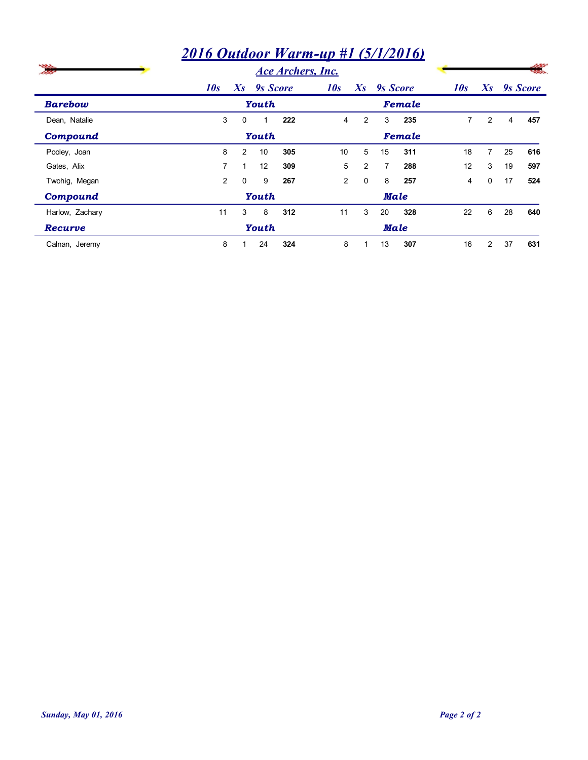# 2016 Outdoor Warm-up #1 (5/1/2016)

## Ace Archers, Inc.

| | 10s | Xs | 9s | Score | 10s | Xs | 9s | Score | 10s | Xs | 9s | Score |
|---|---|---|---|---|---|---|---|---|---|---|---|---|
| ***Barebow*** | | | ***Youth*** | | | | ***Female*** | | | | | |
| Dean, Natalie | 3 | 0 | 1 | **222** | 4 | 2 | 3 | **235** | 7 | 2 | 4 | **457** |
| ***Compound*** | | | ***Youth*** | | | | ***Female*** | | | | | |
| Pooley, Joan | 8 | 2 | 10 | **305** | 10 | 5 | 15 | **311** | 18 | 7 | 25 | **616** |
| Gates, Alix | 7 | 1 | 12 | **309** | 5 | 2 | 7 | **288** | 12 | 3 | 19 | **597** |
| Twohig, Megan | 2 | 0 | 9 | **267** | 2 | 0 | 8 | **257** | 4 | 0 | 17 | **524** |
| ***Compound*** | | | ***Youth*** | | | | ***Male*** | | | | | |
| Harlow, Zachary | 11 | 3 | 8 | **312** | 11 | 3 | 20 | **328** | 22 | 6 | 28 | **640** |
| ***Recurve*** | | | ***Youth*** | | | | ***Male*** | | | | | |
| Calnan, Jeremy | 8 | 1 | 24 | **324** | 8 | 1 | 13 | **307** | 16 | 2 | 37 | **631** |

*Sunday, May 01, 2016*